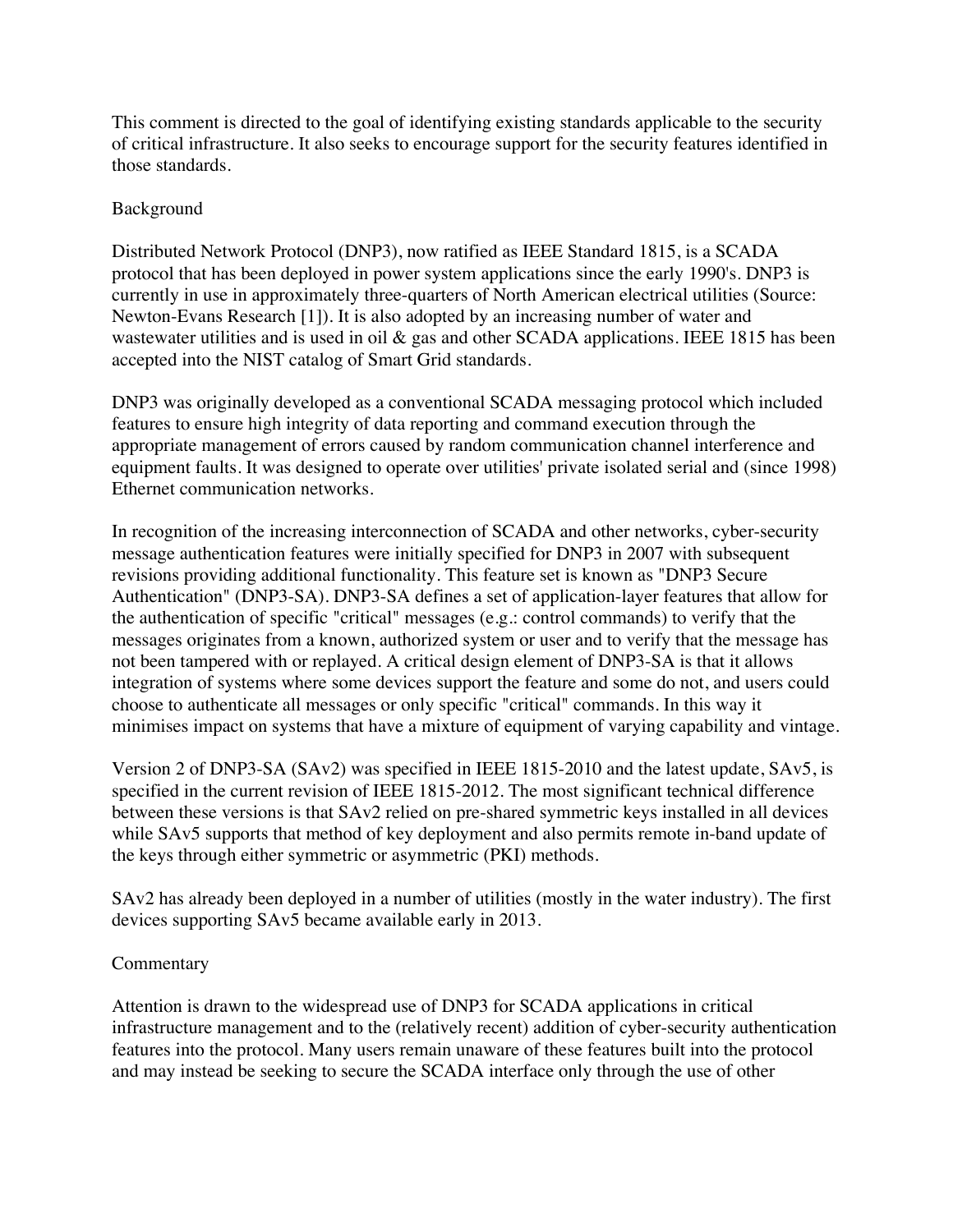This comment is directed to the goal of identifying existing standards applicable to the security of critical infrastructure. It also seeks to encourage support for the security features identified in those standards.

## Background

Distributed Network Protocol (DNP3), now ratified as IEEE Standard 1815, is a SCADA protocol that has been deployed in power system applications since the early 1990's. DNP3 is currently in use in approximately three-quarters of North American electrical utilities (Source: Newton-Evans Research [1]). It is also adopted by an increasing number of water and wastewater utilities and is used in oil & gas and other SCADA applications. IEEE 1815 has been accepted into the NIST catalog of Smart Grid standards.

DNP3 was originally developed as a conventional SCADA messaging protocol which included features to ensure high integrity of data reporting and command execution through the appropriate management of errors caused by random communication channel interference and equipment faults. It was designed to operate over utilities' private isolated serial and (since 1998) Ethernet communication networks.

In recognition of the increasing interconnection of SCADA and other networks, cyber-security message authentication features were initially specified for DNP3 in 2007 with subsequent revisions providing additional functionality. This feature set is known as "DNP3 Secure Authentication" (DNP3-SA). DNP3-SA defines a set of application-layer features that allow for the authentication of specific "critical" messages (e.g.: control commands) to verify that the messages originates from a known, authorized system or user and to verify that the message has not been tampered with or replayed. A critical design element of DNP3-SA is that it allows integration of systems where some devices support the feature and some do not, and users could choose to authenticate all messages or only specific "critical" commands. In this way it minimises impact on systems that have a mixture of equipment of varying capability and vintage.

Version 2 of DNP3-SA (SAv2) was specified in IEEE 1815-2010 and the latest update, SAv5, is specified in the current revision of IEEE 1815-2012. The most significant technical difference between these versions is that SAv2 relied on pre-shared symmetric keys installed in all devices while SAv5 supports that method of key deployment and also permits remote in-band update of the keys through either symmetric or asymmetric (PKI) methods.

SAv2 has already been deployed in a number of utilities (mostly in the water industry). The first devices supporting SAv5 became available early in 2013.

## Commentary

Attention is drawn to the widespread use of DNP3 for SCADA applications in critical infrastructure management and to the (relatively recent) addition of cyber-security authentication features into the protocol. Many users remain unaware of these features built into the protocol and may instead be seeking to secure the SCADA interface only through the use of other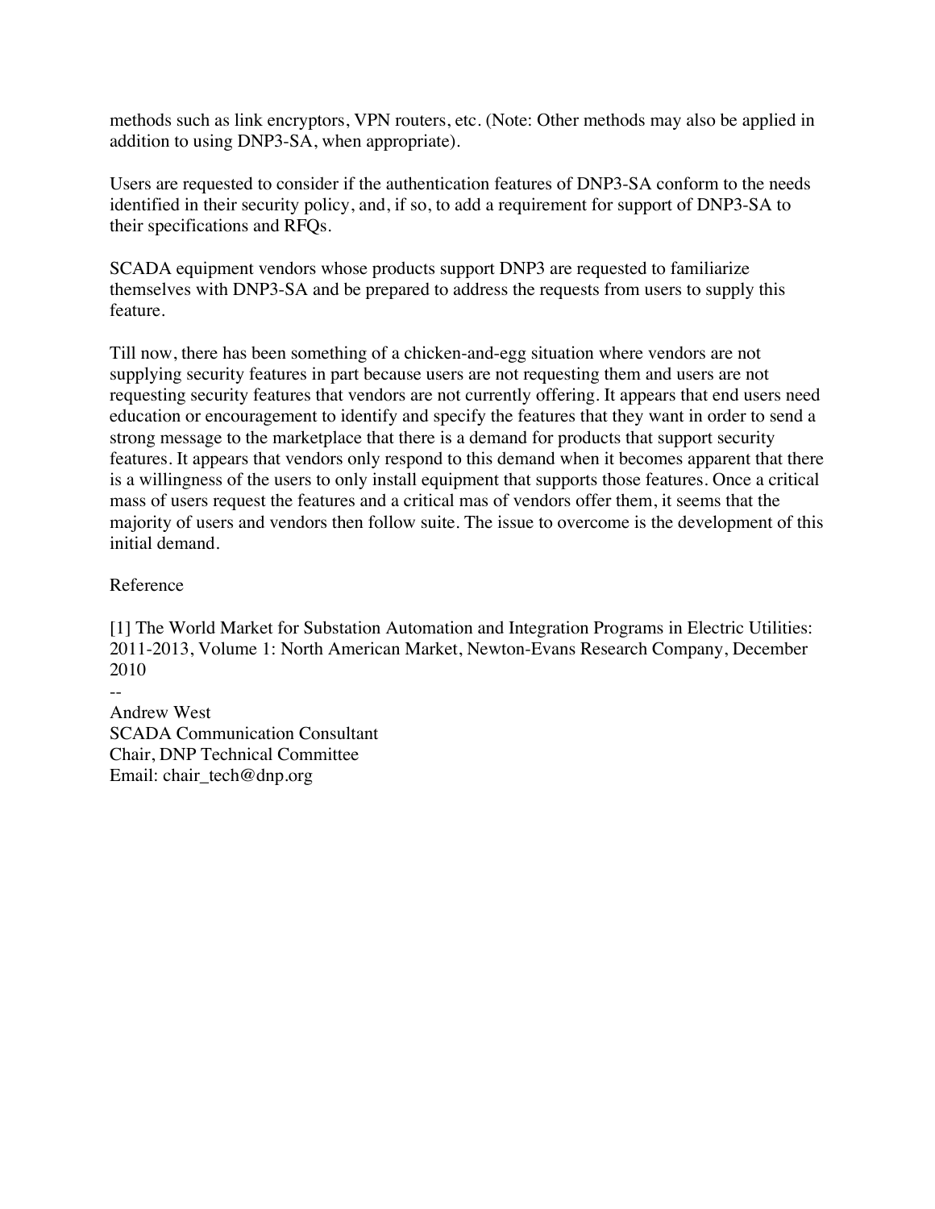methods such as link encryptors, VPN routers, etc. (Note: Other methods may also be applied in addition to using DNP3-SA, when appropriate).

Users are requested to consider if the authentication features of DNP3-SA conform to the needs identified in their security policy, and, if so, to add a requirement for support of DNP3-SA to their specifications and RFQs.

SCADA equipment vendors whose products support DNP3 are requested to familiarize themselves with DNP3-SA and be prepared to address the requests from users to supply this feature.

Till now, there has been something of a chicken-and-egg situation where vendors are not supplying security features in part because users are not requesting them and users are not requesting security features that vendors are not currently offering. It appears that end users need education or encouragement to identify and specify the features that they want in order to send a strong message to the marketplace that there is a demand for products that support security features. It appears that vendors only respond to this demand when it becomes apparent that there is a willingness of the users to only install equipment that supports those features. Once a critical mass of users request the features and a critical mas of vendors offer them, it seems that the majority of users and vendors then follow suite. The issue to overcome is the development of this initial demand.

Reference

[1] The World Market for Substation Automation and Integration Programs in Electric Utilities: 2011-2013, Volume 1: North American Market, Newton-Evans Research Company, December 2010

--
Andrew West
SCADA Communication Consultant
Chair, DNP Technical Committee
Email: chair_tech@dnp.org